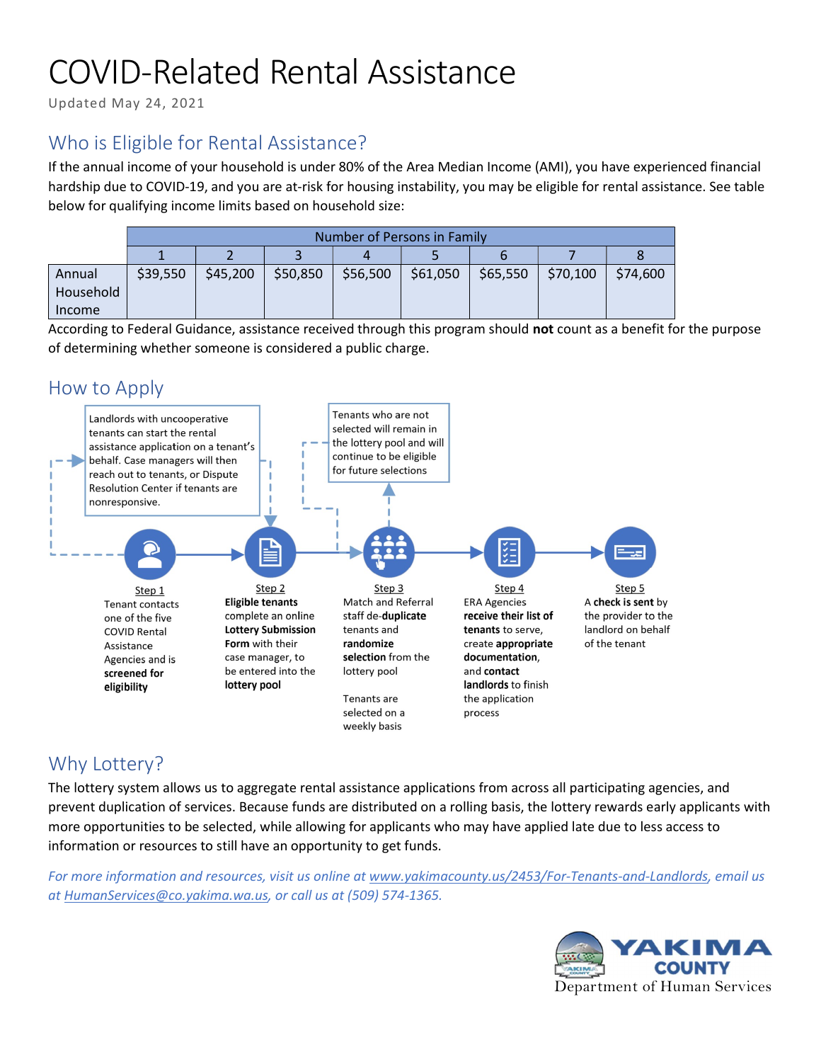# COVID-Related Rental Assistance

Updated May 24, 2021

## Who is Eligible for Rental Assistance?

If the annual income of your household is under 80% of the Area Median Income (AMI), you have experienced financial hardship due to COVID-19, and you are at-risk for housing instability, you may be eligible for rental assistance. See table below for qualifying income limits based on household size:

| | Number of Persons in Family | | | | | | | |
|---|---|---|---|---|---|---|---|---|
| | 1 | 2 | 3 | 4 | 5 | 6 | 7 | 8 |
| Annual Household Income | $39,550 | $45,200 | $50,850 | $56,500 | $61,050 | $65,550 | $70,100 | $74,600 |

According to Federal Guidance, assistance received through this program should **not** count as a benefit for the purpose of determining whether someone is considered a public charge.

## How to Apply

Landlords with uncooperative tenants can start the rental assistance application on a tenant's behalf. Case managers will then reach out to tenants, or Dispute Resolution Center if tenants are nonresponsive.

Tenants who are not selected will remain in the lottery pool and will continue to be eligible for future selections

**Step 1**
Tenant contacts one of the five COVID Rental Assistance Agencies and is **screened for eligibility**

**Step 2**
**Eligible tenants** complete an online **Lottery Submission Form** with their case manager, to be entered into the **lottery pool**

**Step 3**
Match and Referral staff de-**duplicate** tenants and **randomize selection** from the lottery pool

Tenants are selected on a weekly basis

**Step 4**
ERA Agencies **receive their list of tenants** to serve, create **appropriate documentation**, and **contact landlords** to finish the application process

**Step 5**
A **check is sent** by the provider to the landlord on behalf of the tenant

## Why Lottery?

The lottery system allows us to aggregate rental assistance applications from across all participating agencies, and prevent duplication of services. Because funds are distributed on a rolling basis, the lottery rewards early applicants with more opportunities to be selected, while allowing for applicants who may have applied late due to less access to information or resources to still have an opportunity to get funds.

*For more information and resources, visit us online at www.yakimacounty.us/2453/For-Tenants-and-Landlords, email us at HumanServices@co.yakima.wa.us, or call us at (509) 574-1365.*

YAKIMA COUNTY
Department of Human Services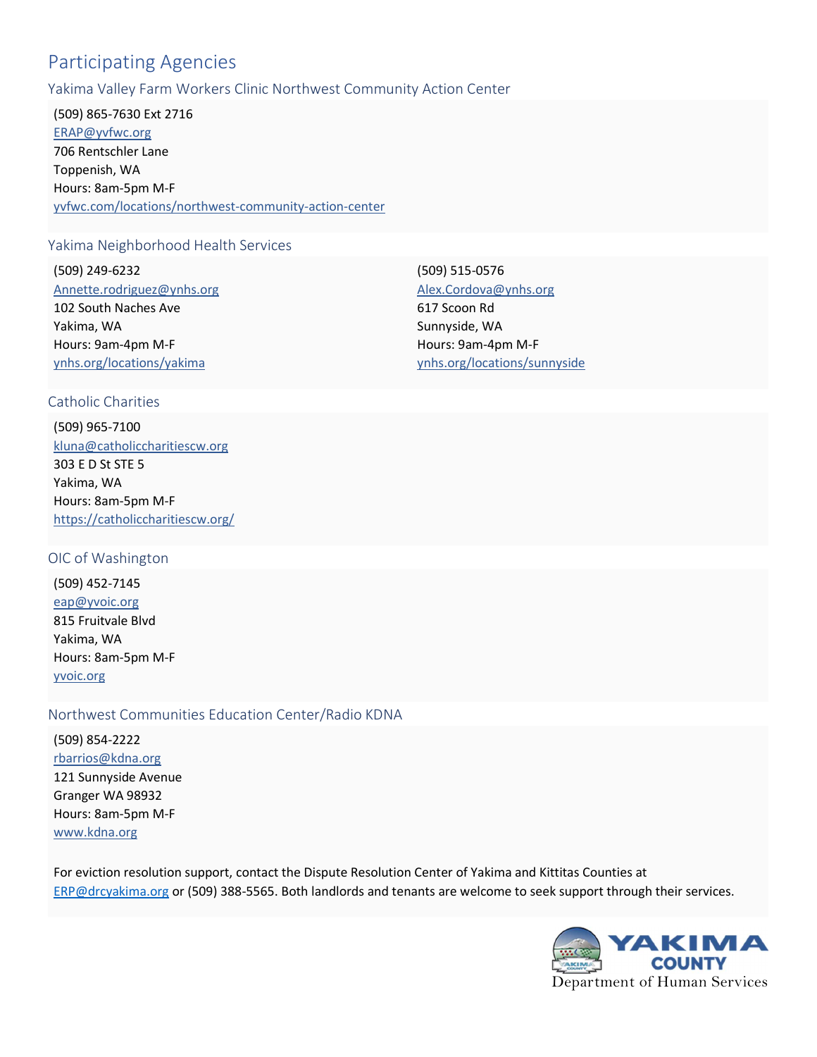# Participating Agencies

## Yakima Valley Farm Workers Clinic Northwest Community Action Center

(509) 865-7630 Ext 2716
ERAP@yvfwc.org
706 Rentschler Lane
Toppenish, WA
Hours: 8am-5pm M-F
yvfwc.com/locations/northwest-community-action-center

## Yakima Neighborhood Health Services

(509) 249-6232
Annette.rodriguez@ynhs.org
102 South Naches Ave
Yakima, WA
Hours: 9am-4pm M-F
ynhs.org/locations/yakima

(509) 515-0576
Alex.Cordova@ynhs.org
617 Scoon Rd
Sunnyside, WA
Hours: 9am-4pm M-F
ynhs.org/locations/sunnyside

## Catholic Charities

(509) 965-7100
kluna@catholiccharitiescw.org
303 E D St STE 5
Yakima, WA
Hours: 8am-5pm M-F
https://catholiccharitiescw.org/

## OIC of Washington

(509) 452-7145
eap@yvoic.org
815 Fruitvale Blvd
Yakima, WA
Hours: 8am-5pm M-F
yvoic.org

## Northwest Communities Education Center/Radio KDNA

(509) 854-2222
rbarrios@kdna.org
121 Sunnyside Avenue
Granger WA 98932
Hours: 8am-5pm M-F
www.kdna.org

For eviction resolution support, contact the Dispute Resolution Center of Yakima and Kittitas Counties at ERP@drcyakima.org or (509) 388-5565. Both landlords and tenants are welcome to seek support through their services.

YAKIMA COUNTY
Department of Human Services